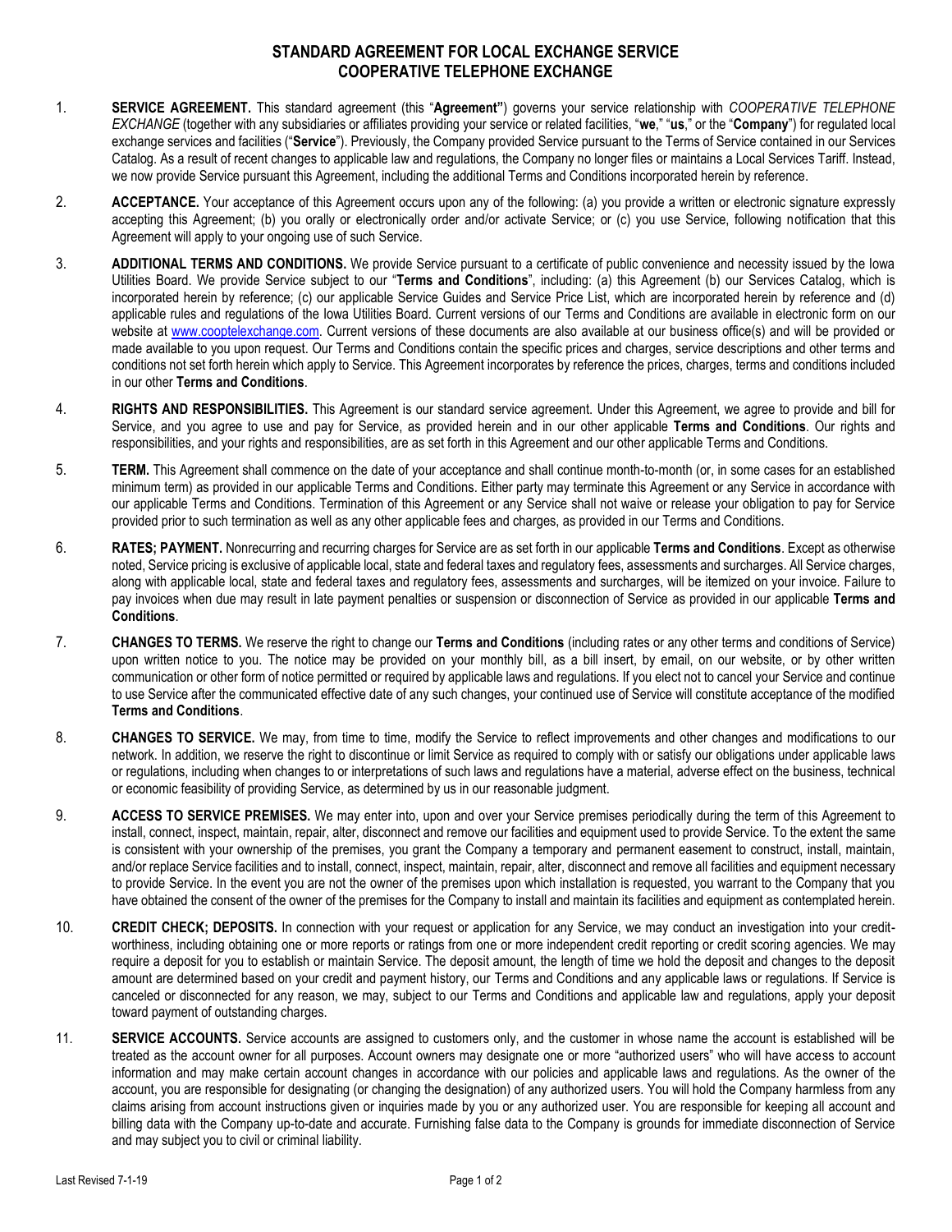# STANDARD AGREEMENT FOR LOCAL EXCHANGE SERVICE
# COOPERATIVE TELEPHONE EXCHANGE

1. **SERVICE AGREEMENT.** This standard agreement (this "**Agreement"**) governs your service relationship with *COOPERATIVE TELEPHONE EXCHANGE* (together with any subsidiaries or affiliates providing your service or related facilities, "**we**," "**us**," or the "**Company**") for regulated local exchange services and facilities ("**Service**"). Previously, the Company provided Service pursuant to the Terms of Service contained in our Services Catalog. As a result of recent changes to applicable law and regulations, the Company no longer files or maintains a Local Services Tariff. Instead, we now provide Service pursuant this Agreement, including the additional Terms and Conditions incorporated herein by reference.

2. **ACCEPTANCE.** Your acceptance of this Agreement occurs upon any of the following: (a) you provide a written or electronic signature expressly accepting this Agreement; (b) you orally or electronically order and/or activate Service; or (c) you use Service, following notification that this Agreement will apply to your ongoing use of such Service.

3. **ADDITIONAL TERMS AND CONDITIONS.** We provide Service pursuant to a certificate of public convenience and necessity issued by the Iowa Utilities Board. We provide Service subject to our "**Terms and Conditions**", including: (a) this Agreement (b) our Services Catalog, which is incorporated herein by reference; (c) our applicable Service Guides and Service Price List, which are incorporated herein by reference and (d) applicable rules and regulations of the Iowa Utilities Board. Current versions of our Terms and Conditions are available in electronic form on our website at www.cooptelexchange.com. Current versions of these documents are also available at our business office(s) and will be provided or made available to you upon request. Our Terms and Conditions contain the specific prices and charges, service descriptions and other terms and conditions not set forth herein which apply to Service. This Agreement incorporates by reference the prices, charges, terms and conditions included in our other **Terms and Conditions**.

4. **RIGHTS AND RESPONSIBILITIES.** This Agreement is our standard service agreement. Under this Agreement, we agree to provide and bill for Service, and you agree to use and pay for Service, as provided herein and in our other applicable **Terms and Conditions**. Our rights and responsibilities, and your rights and responsibilities, are as set forth in this Agreement and our other applicable Terms and Conditions.

5. **TERM.** This Agreement shall commence on the date of your acceptance and shall continue month-to-month (or, in some cases for an established minimum term) as provided in our applicable Terms and Conditions. Either party may terminate this Agreement or any Service in accordance with our applicable Terms and Conditions. Termination of this Agreement or any Service shall not waive or release your obligation to pay for Service provided prior to such termination as well as any other applicable fees and charges, as provided in our Terms and Conditions.

6. **RATES; PAYMENT.** Nonrecurring and recurring charges for Service are as set forth in our applicable **Terms and Conditions**. Except as otherwise noted, Service pricing is exclusive of applicable local, state and federal taxes and regulatory fees, assessments and surcharges. All Service charges, along with applicable local, state and federal taxes and regulatory fees, assessments and surcharges, will be itemized on your invoice. Failure to pay invoices when due may result in late payment penalties or suspension or disconnection of Service as provided in our applicable **Terms and Conditions**.

7. **CHANGES TO TERMS.** We reserve the right to change our **Terms and Conditions** (including rates or any other terms and conditions of Service) upon written notice to you. The notice may be provided on your monthly bill, as a bill insert, by email, on our website, or by other written communication or other form of notice permitted or required by applicable laws and regulations. If you elect not to cancel your Service and continue to use Service after the communicated effective date of any such changes, your continued use of Service will constitute acceptance of the modified **Terms and Conditions**.

8. **CHANGES TO SERVICE.** We may, from time to time, modify the Service to reflect improvements and other changes and modifications to our network. In addition, we reserve the right to discontinue or limit Service as required to comply with or satisfy our obligations under applicable laws or regulations, including when changes to or interpretations of such laws and regulations have a material, adverse effect on the business, technical or economic feasibility of providing Service, as determined by us in our reasonable judgment.

9. **ACCESS TO SERVICE PREMISES.** We may enter into, upon and over your Service premises periodically during the term of this Agreement to install, connect, inspect, maintain, repair, alter, disconnect and remove our facilities and equipment used to provide Service. To the extent the same is consistent with your ownership of the premises, you grant the Company a temporary and permanent easement to construct, install, maintain, and/or replace Service facilities and to install, connect, inspect, maintain, repair, alter, disconnect and remove all facilities and equipment necessary to provide Service. In the event you are not the owner of the premises upon which installation is requested, you warrant to the Company that you have obtained the consent of the owner of the premises for the Company to install and maintain its facilities and equipment as contemplated herein.

10. **CREDIT CHECK; DEPOSITS.** In connection with your request or application for any Service, we may conduct an investigation into your credit-worthiness, including obtaining one or more reports or ratings from one or more independent credit reporting or credit scoring agencies. We may require a deposit for you to establish or maintain Service. The deposit amount, the length of time we hold the deposit and changes to the deposit amount are determined based on your credit and payment history, our Terms and Conditions and any applicable laws or regulations. If Service is canceled or disconnected for any reason, we may, subject to our Terms and Conditions and applicable law and regulations, apply your deposit toward payment of outstanding charges.

11. **SERVICE ACCOUNTS.** Service accounts are assigned to customers only, and the customer in whose name the account is established will be treated as the account owner for all purposes. Account owners may designate one or more "authorized users" who will have access to account information and may make certain account changes in accordance with our policies and applicable laws and regulations. As the owner of the account, you are responsible for designating (or changing the designation) of any authorized users. You will hold the Company harmless from any claims arising from account instructions given or inquiries made by you or any authorized user. You are responsible for keeping all account and billing data with the Company up-to-date and accurate. Furnishing false data to the Company is grounds for immediate disconnection of Service and may subject you to civil or criminal liability.

Last Revised 7-1-19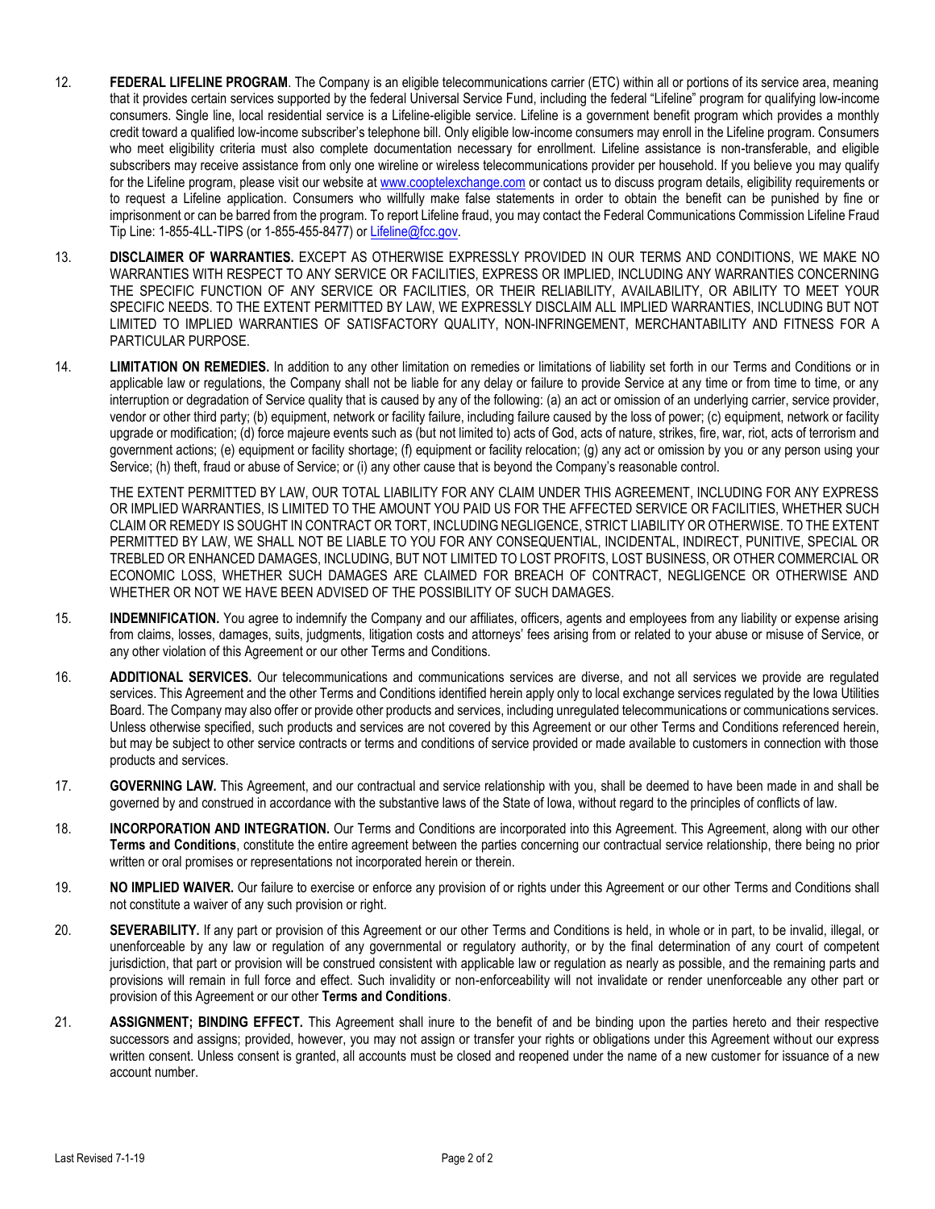12. **FEDERAL LIFELINE PROGRAM**. The Company is an eligible telecommunications carrier (ETC) within all or portions of its service area, meaning that it provides certain services supported by the federal Universal Service Fund, including the federal "Lifeline" program for qualifying low-income consumers. Single line, local residential service is a Lifeline-eligible service. Lifeline is a government benefit program which provides a monthly credit toward a qualified low-income subscriber's telephone bill. Only eligible low-income consumers may enroll in the Lifeline program. Consumers who meet eligibility criteria must also complete documentation necessary for enrollment. Lifeline assistance is non-transferable, and eligible subscribers may receive assistance from only one wireline or wireless telecommunications provider per household. If you believe you may qualify for the Lifeline program, please visit our website at [www.cooptelexchange.com](http://www.cooptelexchange.com) or contact us to discuss program details, eligibility requirements or to request a Lifeline application. Consumers who willfully make false statements in order to obtain the benefit can be punished by fine or imprisonment or can be barred from the program. To report Lifeline fraud, you may contact the Federal Communications Commission Lifeline Fraud Tip Line: 1-855-4LL-TIPS (or 1-855-455-8477) or [Lifeline@fcc.gov](mailto:Lifeline@fcc.gov).

13. **DISCLAIMER OF WARRANTIES.** EXCEPT AS OTHERWISE EXPRESSLY PROVIDED IN OUR TERMS AND CONDITIONS, WE MAKE NO WARRANTIES WITH RESPECT TO ANY SERVICE OR FACILITIES, EXPRESS OR IMPLIED, INCLUDING ANY WARRANTIES CONCERNING THE SPECIFIC FUNCTION OF ANY SERVICE OR FACILITIES, OR THEIR RELIABILITY, AVAILABILITY, OR ABILITY TO MEET YOUR SPECIFIC NEEDS. TO THE EXTENT PERMITTED BY LAW, WE EXPRESSLY DISCLAIM ALL IMPLIED WARRANTIES, INCLUDING BUT NOT LIMITED TO IMPLIED WARRANTIES OF SATISFACTORY QUALITY, NON-INFRINGEMENT, MERCHANTABILITY AND FITNESS FOR A PARTICULAR PURPOSE.

14. **LIMITATION ON REMEDIES.** In addition to any other limitation on remedies or limitations of liability set forth in our Terms and Conditions or in applicable law or regulations, the Company shall not be liable for any delay or failure to provide Service at any time or from time to time, or any interruption or degradation of Service quality that is caused by any of the following: (a) an act or omission of an underlying carrier, service provider, vendor or other third party; (b) equipment, network or facility failure, including failure caused by the loss of power; (c) equipment, network or facility upgrade or modification; (d) force majeure events such as (but not limited to) acts of God, acts of nature, strikes, fire, war, riot, acts of terrorism and government actions; (e) equipment or facility shortage; (f) equipment or facility relocation; (g) any act or omission by you or any person using your Service; (h) theft, fraud or abuse of Service; or (i) any other cause that is beyond the Company's reasonable control.

    THE EXTENT PERMITTED BY LAW, OUR TOTAL LIABILITY FOR ANY CLAIM UNDER THIS AGREEMENT, INCLUDING FOR ANY EXPRESS OR IMPLIED WARRANTIES, IS LIMITED TO THE AMOUNT YOU PAID US FOR THE AFFECTED SERVICE OR FACILITIES, WHETHER SUCH CLAIM OR REMEDY IS SOUGHT IN CONTRACT OR TORT, INCLUDING NEGLIGENCE, STRICT LIABILITY OR OTHERWISE. TO THE EXTENT PERMITTED BY LAW, WE SHALL NOT BE LIABLE TO YOU FOR ANY CONSEQUENTIAL, INCIDENTAL, INDIRECT, PUNITIVE, SPECIAL OR TREBLED OR ENHANCED DAMAGES, INCLUDING, BUT NOT LIMITED TO LOST PROFITS, LOST BUSINESS, OR OTHER COMMERCIAL OR ECONOMIC LOSS, WHETHER SUCH DAMAGES ARE CLAIMED FOR BREACH OF CONTRACT, NEGLIGENCE OR OTHERWISE AND WHETHER OR NOT WE HAVE BEEN ADVISED OF THE POSSIBILITY OF SUCH DAMAGES.

15. **INDEMNIFICATION.** You agree to indemnify the Company and our affiliates, officers, agents and employees from any liability or expense arising from claims, losses, damages, suits, judgments, litigation costs and attorneys' fees arising from or related to your abuse or misuse of Service, or any other violation of this Agreement or our other Terms and Conditions.

16. **ADDITIONAL SERVICES.** Our telecommunications and communications services are diverse, and not all services we provide are regulated services. This Agreement and the other Terms and Conditions identified herein apply only to local exchange services regulated by the Iowa Utilities Board. The Company may also offer or provide other products and services, including unregulated telecommunications or communications services. Unless otherwise specified, such products and services are not covered by this Agreement or our other Terms and Conditions referenced herein, but may be subject to other service contracts or terms and conditions of service provided or made available to customers in connection with those products and services.

17. **GOVERNING LAW.** This Agreement, and our contractual and service relationship with you, shall be deemed to have been made in and shall be governed by and construed in accordance with the substantive laws of the State of Iowa, without regard to the principles of conflicts of law.

18. **INCORPORATION AND INTEGRATION.** Our Terms and Conditions are incorporated into this Agreement. This Agreement, along with our other **Terms and Conditions**, constitute the entire agreement between the parties concerning our contractual service relationship, there being no prior written or oral promises or representations not incorporated herein or therein.

19. **NO IMPLIED WAIVER.** Our failure to exercise or enforce any provision of or rights under this Agreement or our other Terms and Conditions shall not constitute a waiver of any such provision or right.

20. **SEVERABILITY.** If any part or provision of this Agreement or our other Terms and Conditions is held, in whole or in part, to be invalid, illegal, or unenforceable by any law or regulation of any governmental or regulatory authority, or by the final determination of any court of competent jurisdiction, that part or provision will be construed consistent with applicable law or regulation as nearly as possible, and the remaining parts and provisions will remain in full force and effect. Such invalidity or non-enforceability will not invalidate or render unenforceable any other part or provision of this Agreement or our other **Terms and Conditions**.

21. **ASSIGNMENT; BINDING EFFECT.** This Agreement shall inure to the benefit of and be binding upon the parties hereto and their respective successors and assigns; provided, however, you may not assign or transfer your rights or obligations under this Agreement without our express written consent. Unless consent is granted, all accounts must be closed and reopened under the name of a new customer for issuance of a new account number.

Last Revised 7-1-19